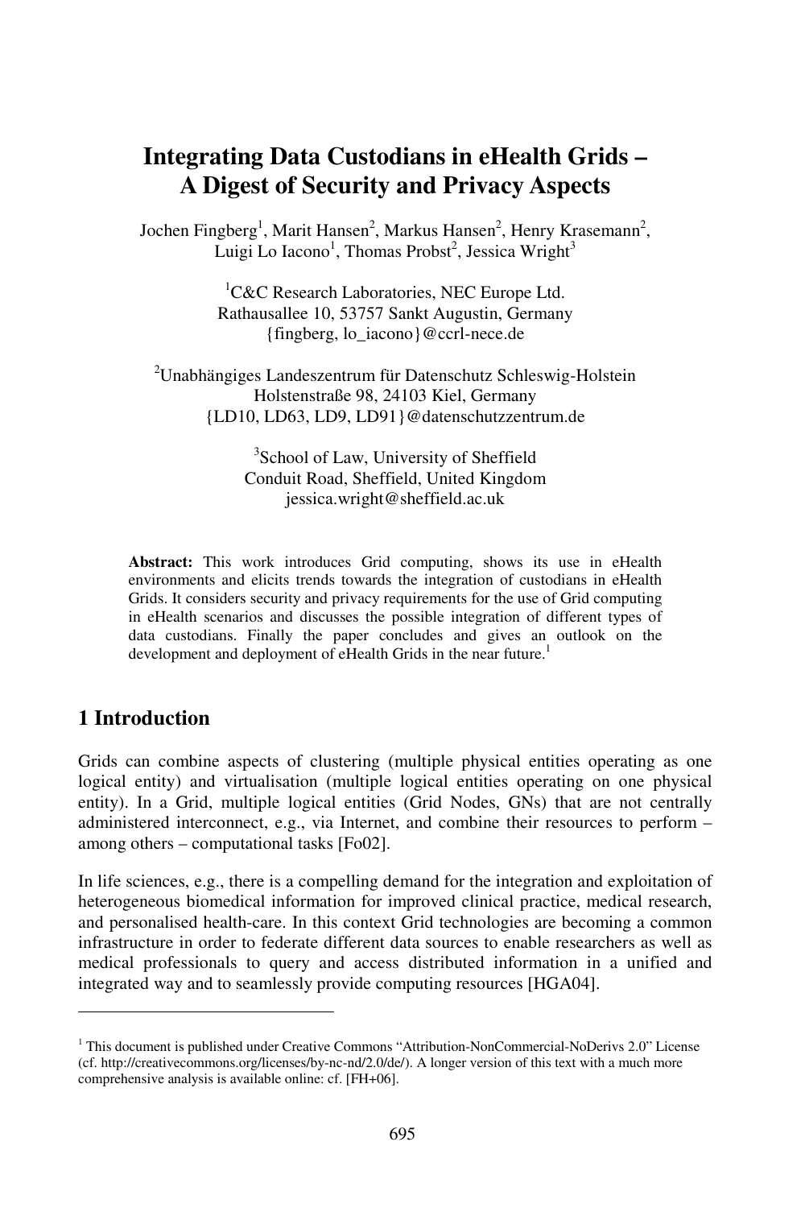# Integrating Data Custodians in eHealth Grids – A Digest of Security and Privacy Aspects

Jochen Fingberg[1], Marit Hansen[2], Markus Hansen[2], Henry Krasemann[2], Luigi Lo Iacono[1], Thomas Probst[2], Jessica Wright[3]

[1]C&C Research Laboratories, NEC Europe Ltd.
Rathausallee 10, 53757 Sankt Augustin, Germany
{fingberg, lo_iacono}@ccrl-nece.de

[2]Unabhängiges Landeszentrum für Datenschutz Schleswig-Holstein
Holstenstraße 98, 24103 Kiel, Germany
{LD10, LD63, LD9, LD91}@datenschutzzentrum.de

[3]School of Law, University of Sheffield
Conduit Road, Sheffield, United Kingdom
jessica.wright@sheffield.ac.uk

**Abstract:** This work introduces Grid computing, shows its use in eHealth environments and elicits trends towards the integration of custodians in eHealth Grids. It considers security and privacy requirements for the use of Grid computing in eHealth scenarios and discusses the possible integration of different types of data custodians. Finally the paper concludes and gives an outlook on the development and deployment of eHealth Grids in the near future.[1]

## 1 Introduction

Grids can combine aspects of clustering (multiple physical entities operating as one logical entity) and virtualisation (multiple logical entities operating on one physical entity). In a Grid, multiple logical entities (Grid Nodes, GNs) that are not centrally administered interconnect, e.g., via Internet, and combine their resources to perform – among others – computational tasks [Fo02].

In life sciences, e.g., there is a compelling demand for the integration and exploitation of heterogeneous biomedical information for improved clinical practice, medical research, and personalised health-care. In this context Grid technologies are becoming a common infrastructure in order to federate different data sources to enable researchers as well as medical professionals to query and access distributed information in a unified and integrated way and to seamlessly provide computing resources [HGA04].

---

[1] This document is published under Creative Commons "Attribution-NonCommercial-NoDerivs 2.0" License (cf. http://creativecommons.org/licenses/by-nc-nd/2.0/de/). A longer version of this text with a much more comprehensive analysis is available online: cf. [FH+06].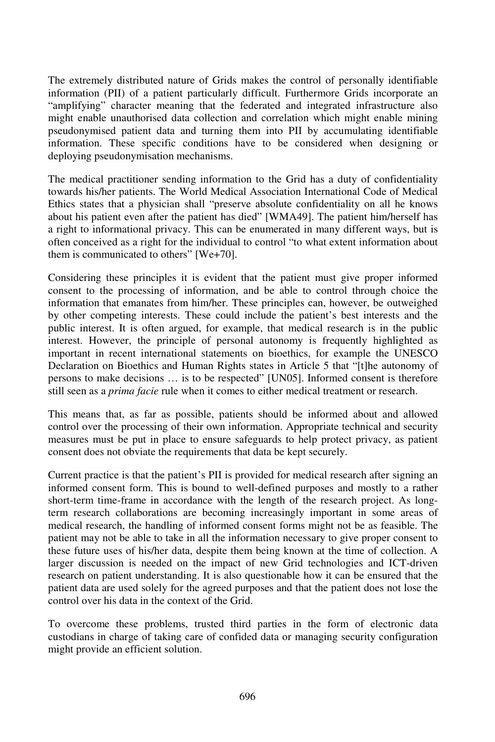The extremely distributed nature of Grids makes the control of personally identifiable information (PII) of a patient particularly difficult. Furthermore Grids incorporate an "amplifying" character meaning that the federated and integrated infrastructure also might enable unauthorised data collection and correlation which might enable mining pseudonymised patient data and turning them into PII by accumulating identifiable information. These specific conditions have to be considered when designing or deploying pseudonymisation mechanisms.

The medical practitioner sending information to the Grid has a duty of confidentiality towards his/her patients. The World Medical Association International Code of Medical Ethics states that a physician shall "preserve absolute confidentiality on all he knows about his patient even after the patient has died" [WMA49]. The patient him/herself has a right to informational privacy. This can be enumerated in many different ways, but is often conceived as a right for the individual to control "to what extent information about them is communicated to others" [We+70].

Considering these principles it is evident that the patient must give proper informed consent to the processing of information, and be able to control through choice the information that emanates from him/her. These principles can, however, be outweighed by other competing interests. These could include the patient's best interests and the public interest. It is often argued, for example, that medical research is in the public interest. However, the principle of personal autonomy is frequently highlighted as important in recent international statements on bioethics, for example the UNESCO Declaration on Bioethics and Human Rights states in Article 5 that "[t]he autonomy of persons to make decisions … is to be respected" [UN05]. Informed consent is therefore still seen as a *prima facie* rule when it comes to either medical treatment or research.

This means that, as far as possible, patients should be informed about and allowed control over the processing of their own information. Appropriate technical and security measures must be put in place to ensure safeguards to help protect privacy, as patient consent does not obviate the requirements that data be kept securely.

Current practice is that the patient's PII is provided for medical research after signing an informed consent form. This is bound to well-defined purposes and mostly to a rather short-term time-frame in accordance with the length of the research project. As long-term research collaborations are becoming increasingly important in some areas of medical research, the handling of informed consent forms might not be as feasible. The patient may not be able to take in all the information necessary to give proper consent to these future uses of his/her data, despite them being known at the time of collection. A larger discussion is needed on the impact of new Grid technologies and ICT-driven research on patient understanding. It is also questionable how it can be ensured that the patient data are used solely for the agreed purposes and that the patient does not lose the control over his data in the context of the Grid.

To overcome these problems, trusted third parties in the form of electronic data custodians in charge of taking care of confided data or managing security configuration might provide an efficient solution.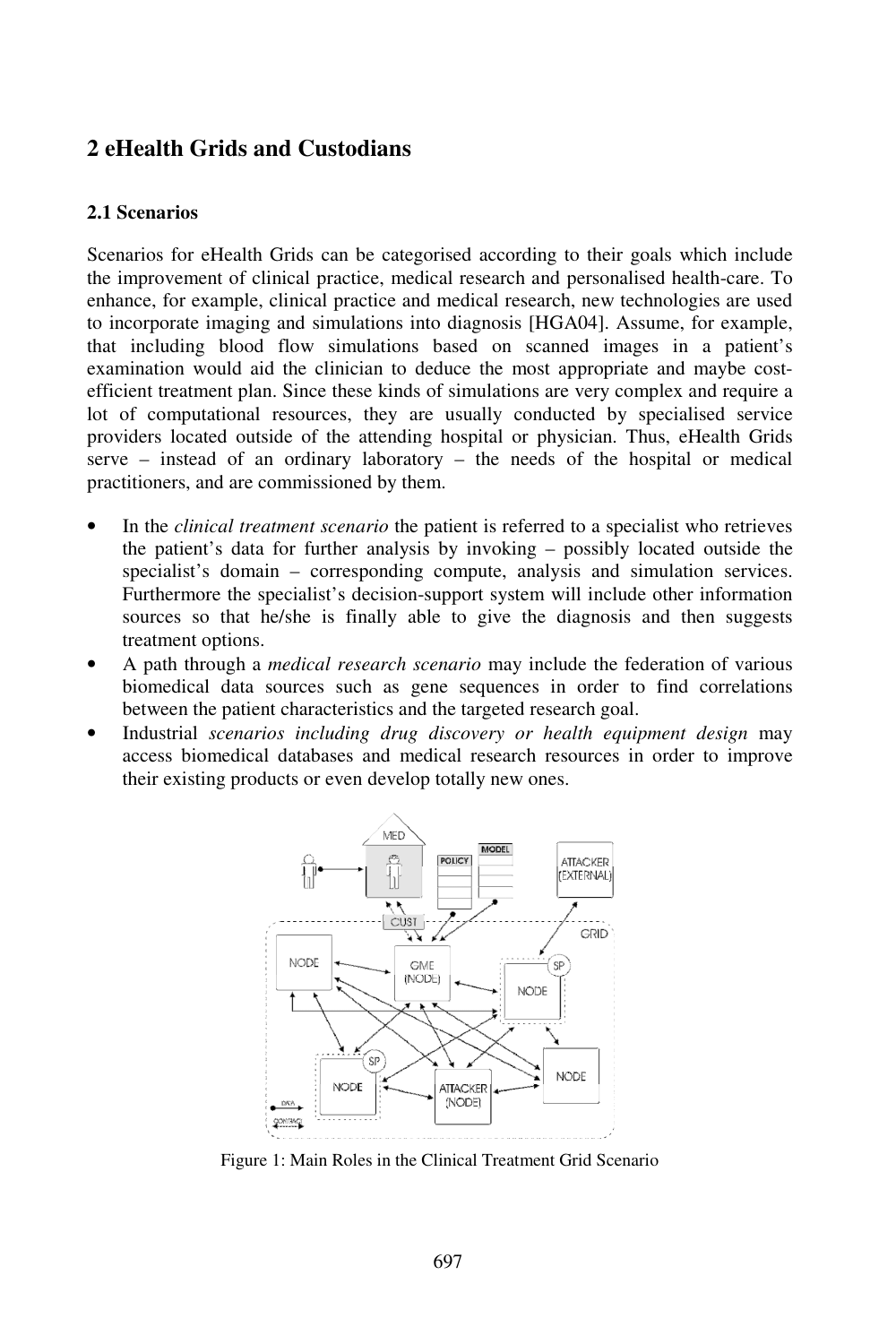## 2 eHealth Grids and Custodians

### 2.1 Scenarios

Scenarios for eHealth Grids can be categorised according to their goals which include the improvement of clinical practice, medical research and personalised health-care. To enhance, for example, clinical practice and medical research, new technologies are used to incorporate imaging and simulations into diagnosis [HGA04]. Assume, for example, that including blood flow simulations based on scanned images in a patient's examination would aid the clinician to deduce the most appropriate and maybe cost-efficient treatment plan. Since these kinds of simulations are very complex and require a lot of computational resources, they are usually conducted by specialised service providers located outside of the attending hospital or physician. Thus, eHealth Grids serve – instead of an ordinary laboratory – the needs of the hospital or medical practitioners, and are commissioned by them.

- In the *clinical treatment scenario* the patient is referred to a specialist who retrieves the patient's data for further analysis by invoking – possibly located outside the specialist's domain – corresponding compute, analysis and simulation services. Furthermore the specialist's decision-support system will include other information sources so that he/she is finally able to give the diagnosis and then suggests treatment options.
- A path through a *medical research scenario* may include the federation of various biomedical data sources such as gene sequences in order to find correlations between the patient characteristics and the targeted research goal.
- Industrial *scenarios including drug discovery or health equipment design* may access biomedical databases and medical research resources in order to improve their existing products or even develop totally new ones.

Figure 1: Main Roles in the Clinical Treatment Grid Scenario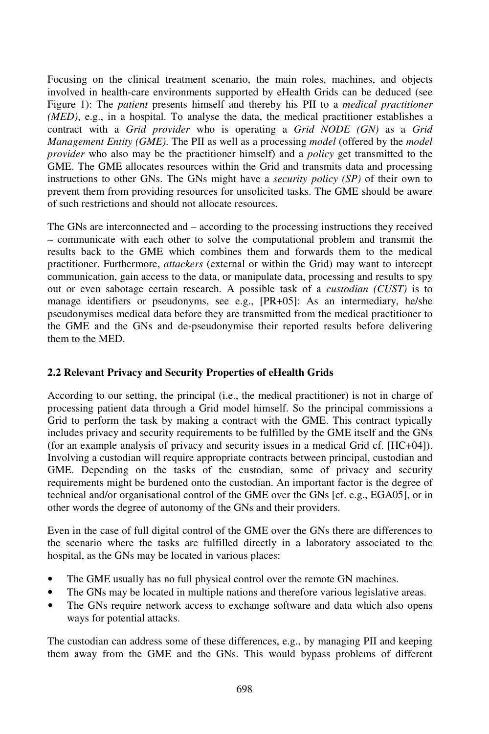Focusing on the clinical treatment scenario, the main roles, machines, and objects involved in health-care environments supported by eHealth Grids can be deduced (see Figure 1): The *patient* presents himself and thereby his PII to a *medical practitioner (MED)*, e.g., in a hospital. To analyse the data, the medical practitioner establishes a contract with a *Grid provider* who is operating a *Grid NODE (GN)* as a *Grid Management Entity (GME)*. The PII as well as a processing *model* (offered by the *model provider* who also may be the practitioner himself) and a *policy* get transmitted to the GME. The GME allocates resources within the Grid and transmits data and processing instructions to other GNs. The GNs might have a *security policy (SP)* of their own to prevent them from providing resources for unsolicited tasks. The GME should be aware of such restrictions and should not allocate resources.

The GNs are interconnected and – according to the processing instructions they received – communicate with each other to solve the computational problem and transmit the results back to the GME which combines them and forwards them to the medical practitioner. Furthermore, *attackers* (external or within the Grid) may want to intercept communication, gain access to the data, or manipulate data, processing and results to spy out or even sabotage certain research. A possible task of a *custodian (CUST)* is to manage identifiers or pseudonyms, see e.g., [PR+05]: As an intermediary, he/she pseudonymises medical data before they are transmitted from the medical practitioner to the GME and the GNs and de-pseudonymise their reported results before delivering them to the MED.

### 2.2 Relevant Privacy and Security Properties of eHealth Grids

According to our setting, the principal (i.e., the medical practitioner) is not in charge of processing patient data through a Grid model himself. So the principal commissions a Grid to perform the task by making a contract with the GME. This contract typically includes privacy and security requirements to be fulfilled by the GME itself and the GNs (for an example analysis of privacy and security issues in a medical Grid cf. [HC+04]). Involving a custodian will require appropriate contracts between principal, custodian and GME. Depending on the tasks of the custodian, some of privacy and security requirements might be burdened onto the custodian. An important factor is the degree of technical and/or organisational control of the GME over the GNs [cf. e.g., EGA05], or in other words the degree of autonomy of the GNs and their providers.

Even in the case of full digital control of the GME over the GNs there are differences to the scenario where the tasks are fulfilled directly in a laboratory associated to the hospital, as the GNs may be located in various places:

- The GME usually has no full physical control over the remote GN machines.
- The GNs may be located in multiple nations and therefore various legislative areas.
- The GNs require network access to exchange software and data which also opens ways for potential attacks.

The custodian can address some of these differences, e.g., by managing PII and keeping them away from the GME and the GNs. This would bypass problems of different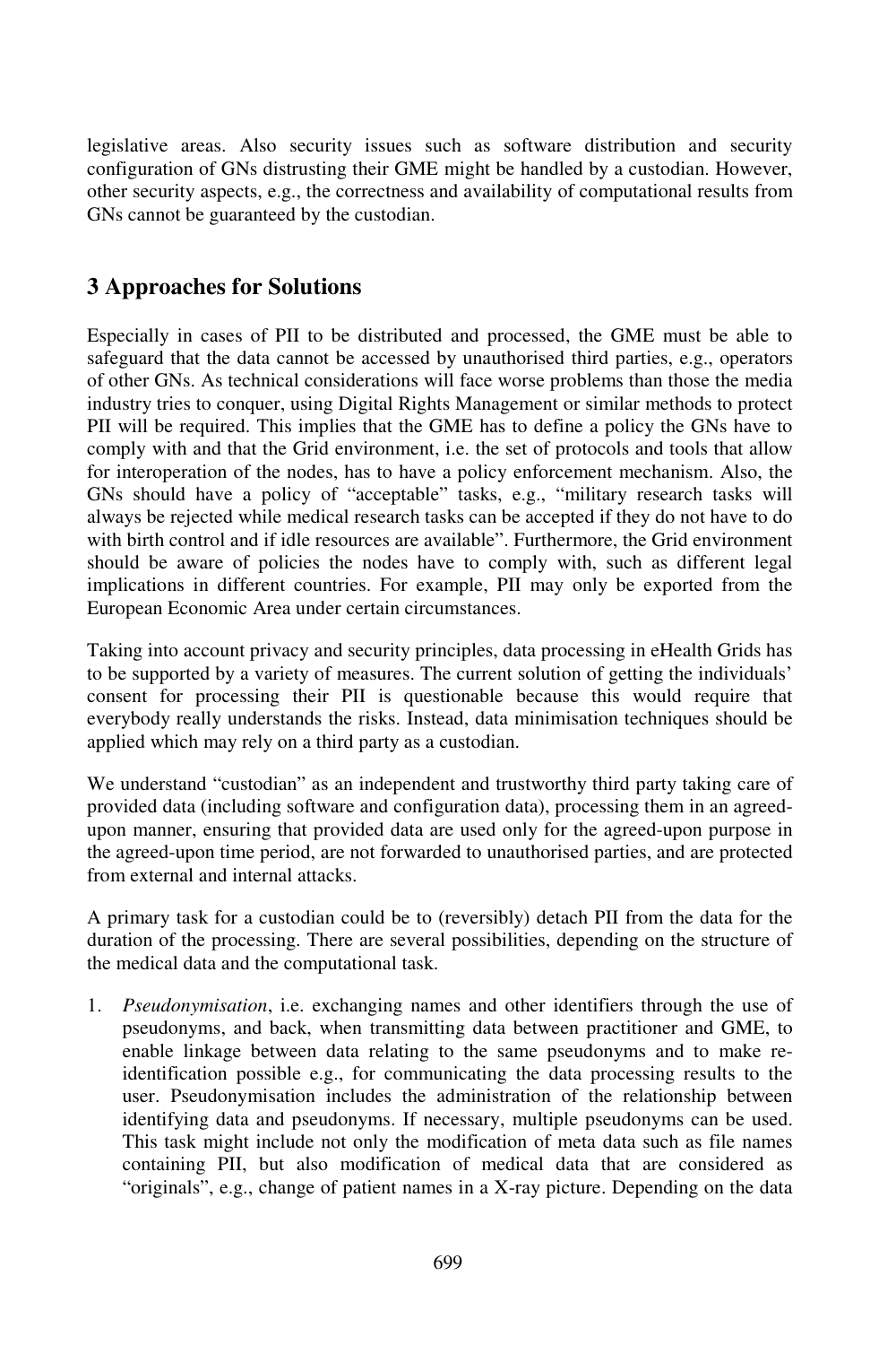legislative areas. Also security issues such as software distribution and security configuration of GNs distrusting their GME might be handled by a custodian. However, other security aspects, e.g., the correctness and availability of computational results from GNs cannot be guaranteed by the custodian.

## 3 Approaches for Solutions

Especially in cases of PII to be distributed and processed, the GME must be able to safeguard that the data cannot be accessed by unauthorised third parties, e.g., operators of other GNs. As technical considerations will face worse problems than those the media industry tries to conquer, using Digital Rights Management or similar methods to protect PII will be required. This implies that the GME has to define a policy the GNs have to comply with and that the Grid environment, i.e. the set of protocols and tools that allow for interoperation of the nodes, has to have a policy enforcement mechanism. Also, the GNs should have a policy of "acceptable" tasks, e.g., "military research tasks will always be rejected while medical research tasks can be accepted if they do not have to do with birth control and if idle resources are available". Furthermore, the Grid environment should be aware of policies the nodes have to comply with, such as different legal implications in different countries. For example, PII may only be exported from the European Economic Area under certain circumstances.

Taking into account privacy and security principles, data processing in eHealth Grids has to be supported by a variety of measures. The current solution of getting the individuals' consent for processing their PII is questionable because this would require that everybody really understands the risks. Instead, data minimisation techniques should be applied which may rely on a third party as a custodian.

We understand "custodian" as an independent and trustworthy third party taking care of provided data (including software and configuration data), processing them in an agreed-upon manner, ensuring that provided data are used only for the agreed-upon purpose in the agreed-upon time period, are not forwarded to unauthorised parties, and are protected from external and internal attacks.

A primary task for a custodian could be to (reversibly) detach PII from the data for the duration of the processing. There are several possibilities, depending on the structure of the medical data and the computational task.

1. *Pseudonymisation*, i.e. exchanging names and other identifiers through the use of pseudonyms, and back, when transmitting data between practitioner and GME, to enable linkage between data relating to the same pseudonyms and to make re-identification possible e.g., for communicating the data processing results to the user. Pseudonymisation includes the administration of the relationship between identifying data and pseudonyms. If necessary, multiple pseudonyms can be used. This task might include not only the modification of meta data such as file names containing PII, but also modification of medical data that are considered as "originals", e.g., change of patient names in a X-ray picture. Depending on the data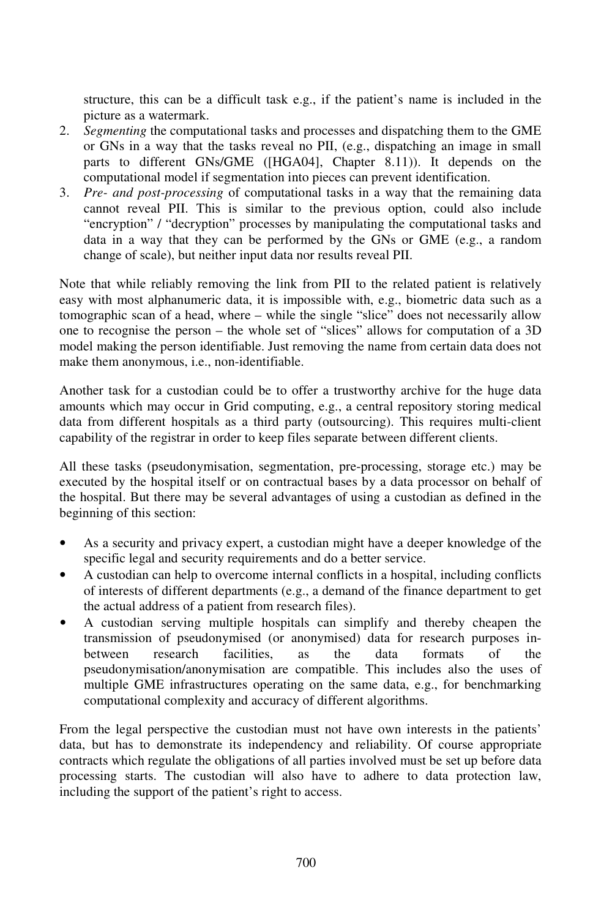structure, this can be a difficult task e.g., if the patient's name is included in the picture as a watermark.

2. *Segmenting* the computational tasks and processes and dispatching them to the GME or GNs in a way that the tasks reveal no PII, (e.g., dispatching an image in small parts to different GNs/GME ([HGA04], Chapter 8.11)). It depends on the computational model if segmentation into pieces can prevent identification.
3. *Pre- and post-processing* of computational tasks in a way that the remaining data cannot reveal PII. This is similar to the previous option, could also include "encryption" / "decryption" processes by manipulating the computational tasks and data in a way that they can be performed by the GNs or GME (e.g., a random change of scale), but neither input data nor results reveal PII.

Note that while reliably removing the link from PII to the related patient is relatively easy with most alphanumeric data, it is impossible with, e.g., biometric data such as a tomographic scan of a head, where – while the single "slice" does not necessarily allow one to recognise the person – the whole set of "slices" allows for computation of a 3D model making the person identifiable. Just removing the name from certain data does not make them anonymous, i.e., non-identifiable.

Another task for a custodian could be to offer a trustworthy archive for the huge data amounts which may occur in Grid computing, e.g., a central repository storing medical data from different hospitals as a third party (outsourcing). This requires multi-client capability of the registrar in order to keep files separate between different clients.

All these tasks (pseudonymisation, segmentation, pre-processing, storage etc.) may be executed by the hospital itself or on contractual bases by a data processor on behalf of the hospital. But there may be several advantages of using a custodian as defined in the beginning of this section:

- As a security and privacy expert, a custodian might have a deeper knowledge of the specific legal and security requirements and do a better service.
- A custodian can help to overcome internal conflicts in a hospital, including conflicts of interests of different departments (e.g., a demand of the finance department to get the actual address of a patient from research files).
- A custodian serving multiple hospitals can simplify and thereby cheapen the transmission of pseudonymised (or anonymised) data for research purposes in-between research facilities, as the data formats of the pseudonymisation/anonymisation are compatible. This includes also the uses of multiple GME infrastructures operating on the same data, e.g., for benchmarking computational complexity and accuracy of different algorithms.

From the legal perspective the custodian must not have own interests in the patients' data, but has to demonstrate its independency and reliability. Of course appropriate contracts which regulate the obligations of all parties involved must be set up before data processing starts. The custodian will also have to adhere to data protection law, including the support of the patient's right to access.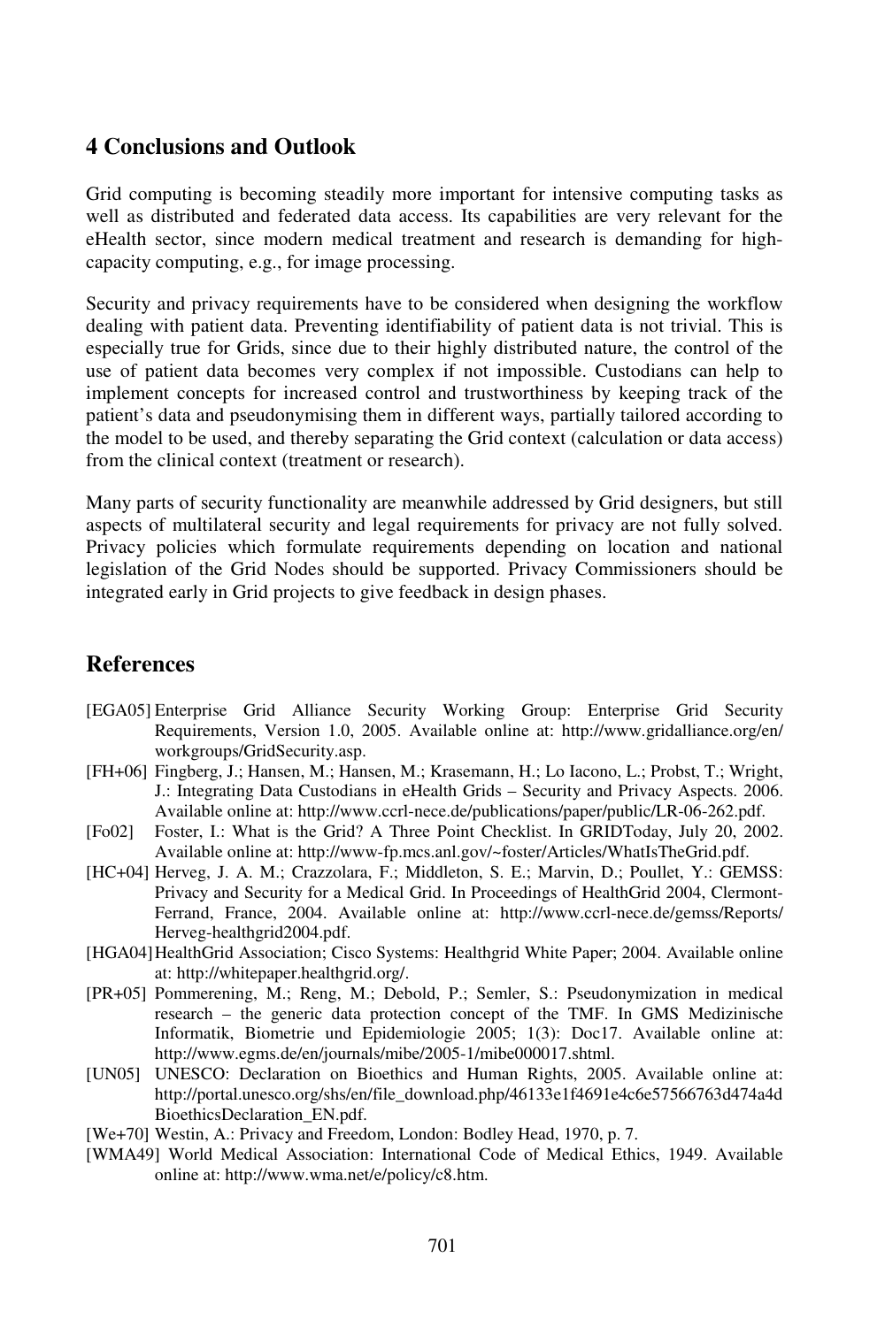## 4 Conclusions and Outlook

Grid computing is becoming steadily more important for intensive computing tasks as well as distributed and federated data access. Its capabilities are very relevant for the eHealth sector, since modern medical treatment and research is demanding for high-capacity computing, e.g., for image processing.

Security and privacy requirements have to be considered when designing the workflow dealing with patient data. Preventing identifiability of patient data is not trivial. This is especially true for Grids, since due to their highly distributed nature, the control of the use of patient data becomes very complex if not impossible. Custodians can help to implement concepts for increased control and trustworthiness by keeping track of the patient's data and pseudonymising them in different ways, partially tailored according to the model to be used, and thereby separating the Grid context (calculation or data access) from the clinical context (treatment or research).

Many parts of security functionality are meanwhile addressed by Grid designers, but still aspects of multilateral security and legal requirements for privacy are not fully solved. Privacy policies which formulate requirements depending on location and national legislation of the Grid Nodes should be supported. Privacy Commissioners should be integrated early in Grid projects to give feedback in design phases.

## References

- [EGA05] Enterprise Grid Alliance Security Working Group: Enterprise Grid Security Requirements, Version 1.0, 2005. Available online at: http://www.gridalliance.org/en/workgroups/GridSecurity.asp.
- [FH+06] Fingberg, J.; Hansen, M.; Hansen, M.; Krasemann, H.; Lo Iacono, L.; Probst, T.; Wright, J.: Integrating Data Custodians in eHealth Grids – Security and Privacy Aspects. 2006. Available online at: http://www.ccrl-nece.de/publications/paper/public/LR-06-262.pdf.
- [Fo02] Foster, I.: What is the Grid? A Three Point Checklist. In GRIDToday, July 20, 2002. Available online at: http://www-fp.mcs.anl.gov/~foster/Articles/WhatIsTheGrid.pdf.
- [HC+04] Herveg, J. A. M.; Crazzolara, F.; Middleton, S. E.; Marvin, D.; Poullet, Y.: GEMSS: Privacy and Security for a Medical Grid. In Proceedings of HealthGrid 2004, Clermont-Ferrand, France, 2004. Available online at: http://www.ccrl-nece.de/gemss/Reports/Herveg-healthgrid2004.pdf.
- [HGA04] HealthGrid Association; Cisco Systems: Healthgrid White Paper; 2004. Available online at: http://whitepaper.healthgrid.org/.
- [PR+05] Pommerening, M.; Reng, M.; Debold, P.; Semler, S.: Pseudonymization in medical research – the generic data protection concept of the TMF. In GMS Medizinische Informatik, Biometrie und Epidemiologie 2005; 1(3): Doc17. Available online at: http://www.egms.de/en/journals/mibe/2005-1/mibe000017.shtml.
- [UN05] UNESCO: Declaration on Bioethics and Human Rights, 2005. Available online at: http://portal.unesco.org/shs/en/file_download.php/46133e1f4691e4c6e57566763d474a4dBioethicsDeclaration_EN.pdf.
- [We+70] Westin, A.: Privacy and Freedom, London: Bodley Head, 1970, p. 7.
- [WMA49] World Medical Association: International Code of Medical Ethics, 1949. Available online at: http://www.wma.net/e/policy/c8.htm.